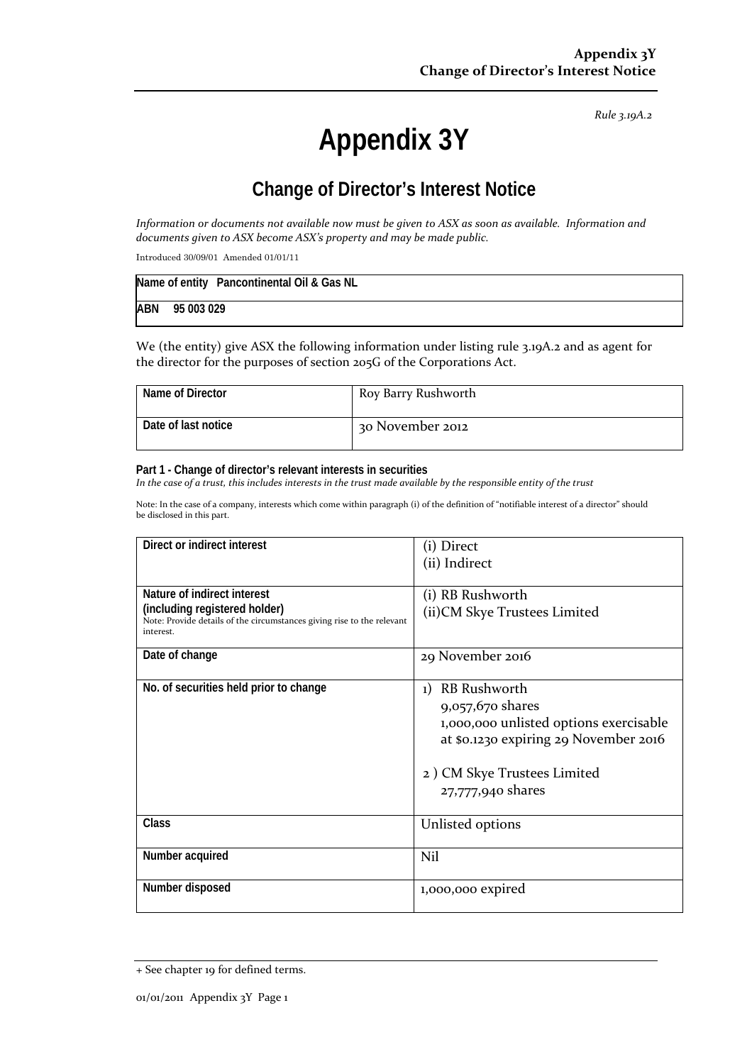*Rule 3.19A.2*

# Appendix 3Y

## Change of Director's Interest Notice

*Information or documents not available now must be given to ASX as soon as available. Information and documents given to ASX become ASX's property and may be made public.*

Introduced 30/09/01 Amended 01/01/11

| | |
|---|---|
| **Name of entity** Pancontinental Oil & Gas NL | |
| **ABN** 95 003 029 | |

We (the entity) give ASX the following information under listing rule 3.19A.2 and as agent for the director for the purposes of section 205G of the Corporations Act.

| | |
|---|---|
| Name of Director | Roy Barry Rushworth |
| Date of last notice | 30 November 2012 |

**Part 1 - Change of director's relevant interests in securities**

*In the case of a trust, this includes interests in the trust made available by the responsible entity of the trust*

Note: In the case of a company, interests which come within paragraph (i) of the definition of "notifiable interest of a director" should be disclosed in this part.

| | |
|---|---|
| **Direct or indirect interest** | (i) Direct<br>(ii) Indirect |
| **Nature of indirect interest (including registered holder)**<br>Note: Provide details of the circumstances giving rise to the relevant interest. | (i) RB Rushworth<br>(ii)CM Skye Trustees Limited |
| **Date of change** | 29 November 2016 |
| **No. of securities held prior to change** | 1) RB Rushworth<br>9,057,670 shares<br>1,000,000 unlisted options exercisable at $0.1230 expiring 29 November 2016<br><br>2 ) CM Skye Trustees Limited<br>27,777,940 shares |
| **Class** | Unlisted options |
| **Number acquired** | Nil |
| **Number disposed** | 1,000,000 expired |

+ See chapter 19 for defined terms.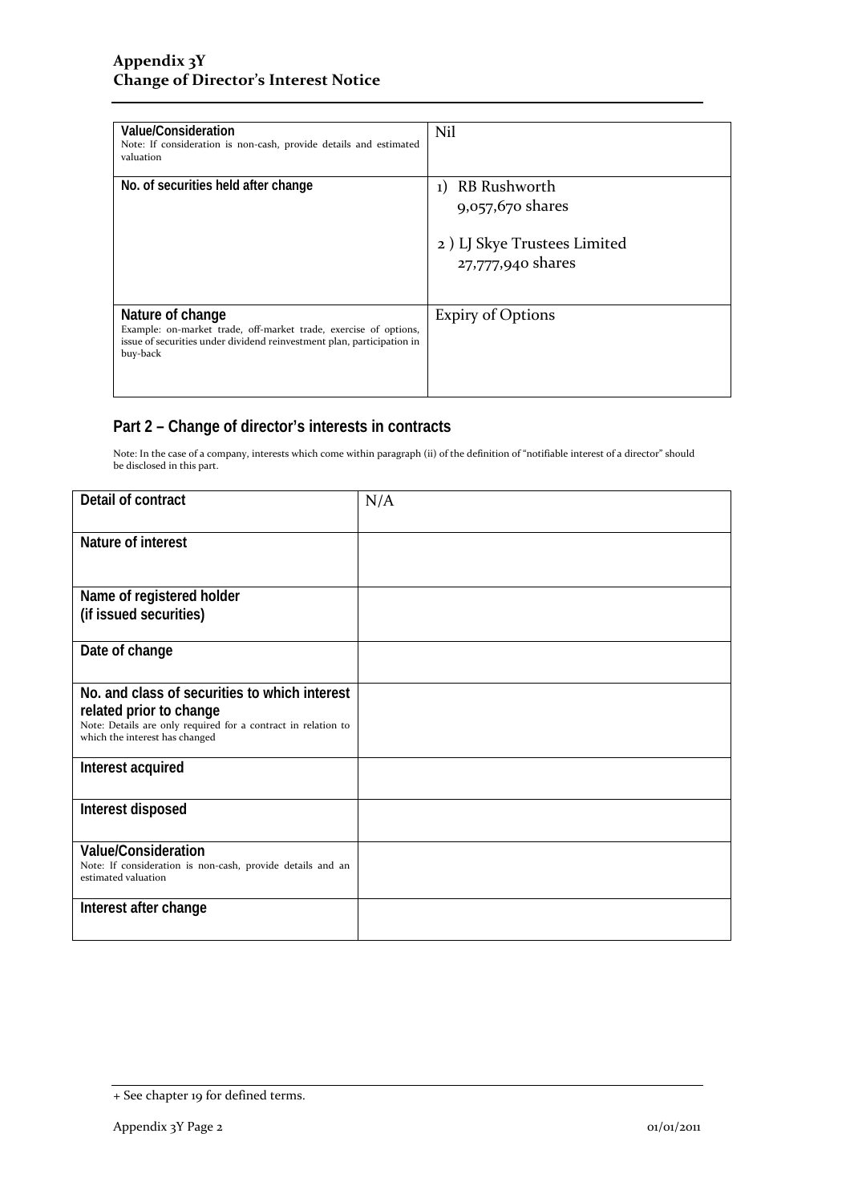| | |
|---|---|
| **Value/Consideration**<br>Note: If consideration is non-cash, provide details and estimated valuation | Nil |
| **No. of securities held after change** | 1) RB Rushworth<br>9,057,670 shares<br><br>2 ) LJ Skye Trustees Limited<br>27,777,940 shares |
| **Nature of change**<br>Example: on-market trade, off-market trade, exercise of options, issue of securities under dividend reinvestment plan, participation in buy-back | Expiry of Options |

## Part 2 – Change of director's interests in contracts

Note: In the case of a company, interests which come within paragraph (ii) of the definition of "notifiable interest of a director" should be disclosed in this part.

| | |
|---|---|
| **Detail of contract** | N/A |
| **Nature of interest** | |
| **Name of registered holder (if issued securities)** | |
| **Date of change** | |
| **No. and class of securities to which interest related prior to change**<br>Note: Details are only required for a contract in relation to which the interest has changed | |
| **Interest acquired** | |
| **Interest disposed** | |
| **Value/Consideration**<br>Note: If consideration is non-cash, provide details and an estimated valuation | |
| **Interest after change** | |

+ See chapter 19 for defined terms.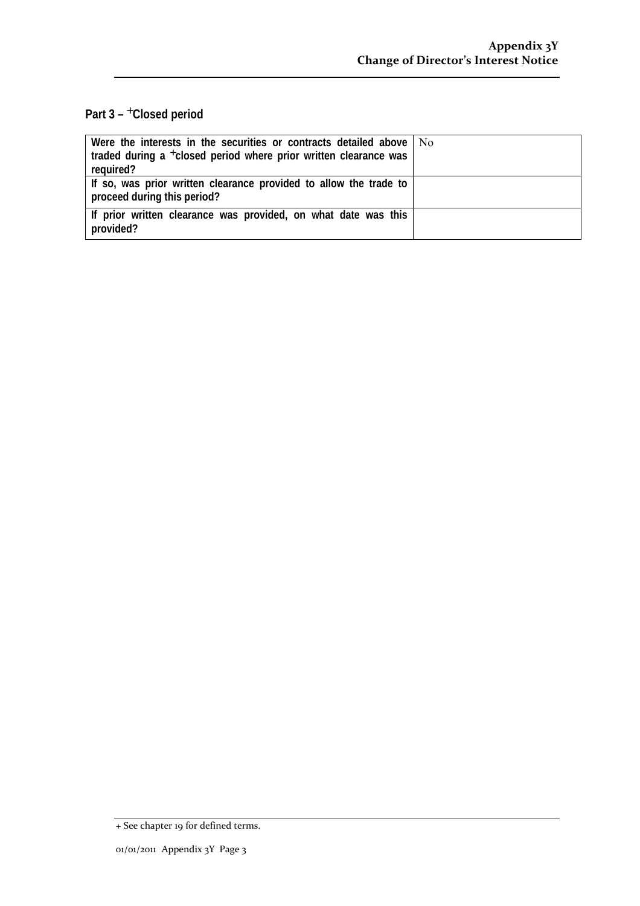## Part 3 – +Closed period

| | |
|---|---|
| Were the interests in the securities or contracts detailed above traded during a +closed period where prior written clearance was required? | No |
| If so, was prior written clearance provided to allow the trade to proceed during this period? | |
| If prior written clearance was provided, on what date was this provided? | |

+ See chapter 19 for defined terms.